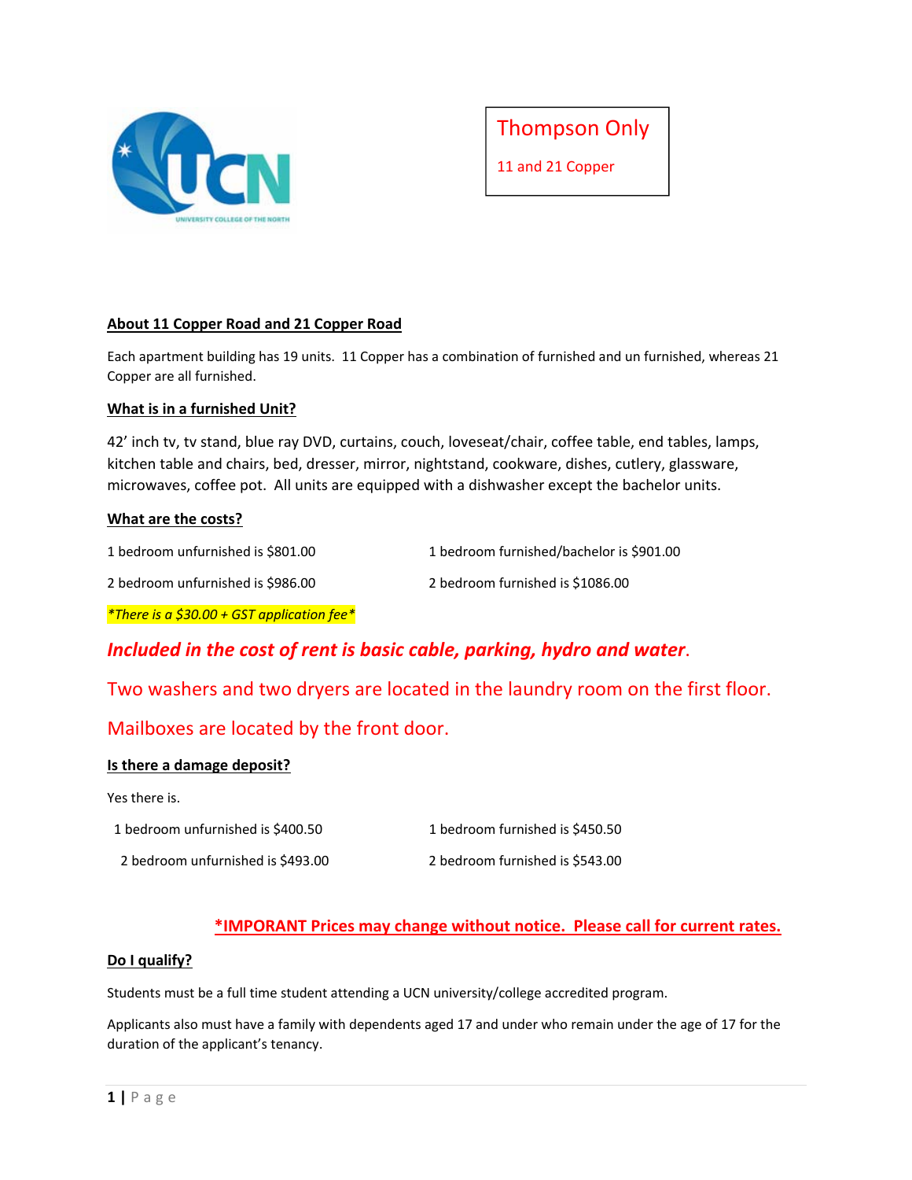Thompson Only

11 and 21 Copper

## About 11 Copper Road and 21 Copper Road

Each apartment building has 19 units. 11 Copper has a combination of furnished and un furnished, whereas 21 Copper are all furnished.

## What is in a furnished Unit?

42' inch tv, tv stand, blue ray DVD, curtains, couch, loveseat/chair, coffee table, end tables, lamps, kitchen table and chairs, bed, dresser, mirror, nightstand, cookware, dishes, cutlery, glassware, microwaves, coffee pot. All units are equipped with a dishwasher except the bachelor units.

## What are the costs?

| | |
|---|---|
| 1 bedroom unfurnished is $801.00 | 1 bedroom furnished/bachelor is $901.00 |
| 2 bedroom unfurnished is $986.00 | 2 bedroom furnished is $1086.00 |

*\*There is a $30.00 + GST application fee\**

***Included in the cost of rent is basic cable, parking, hydro and water.***

Two washers and two dryers are located in the laundry room on the first floor.

Mailboxes are located by the front door.

## Is there a damage deposit?

Yes there is.

| | |
|---|---|
| 1 bedroom unfurnished is $400.50 | 1 bedroom furnished is $450.50 |
| 2 bedroom unfurnished is $493.00 | 2 bedroom furnished is $543.00 |

**\*IMPORANT Prices may change without notice. Please call for current rates.**

## Do I qualify?

Students must be a full time student attending a UCN university/college accredited program.

Applicants also must have a family with dependents aged 17 and under who remain under the age of 17 for the duration of the applicant's tenancy.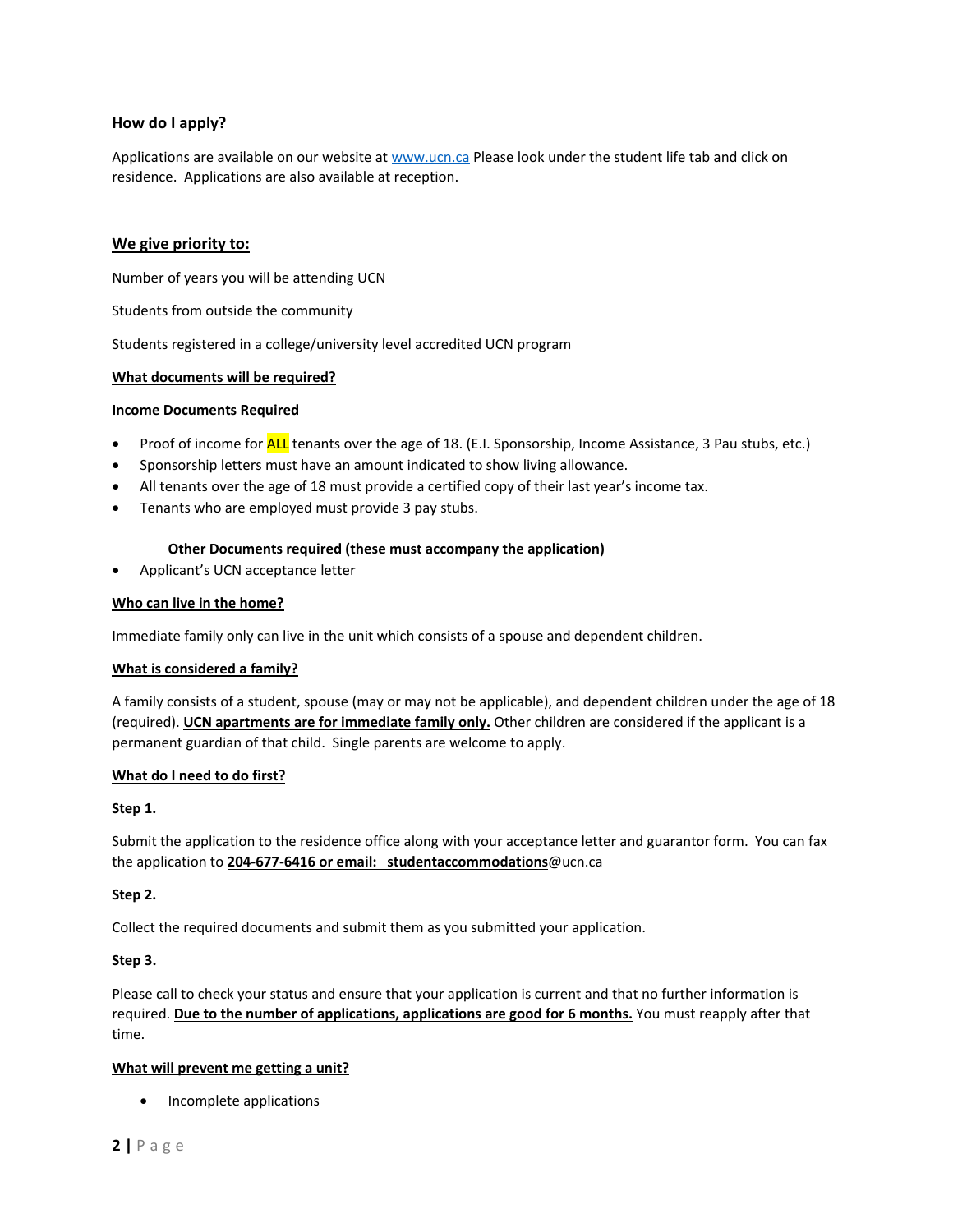## How do I apply?

Applications are available on our website at [www.ucn.ca](http://www.ucn.ca) Please look under the student life tab and click on residence. Applications are also available at reception.

## We give priority to:

Number of years you will be attending UCN

Students from outside the community

Students registered in a college/university level accredited UCN program

## What documents will be required?

**Income Documents Required**

- Proof of income for ALL tenants over the age of 18. (E.I. Sponsorship, Income Assistance, 3 Pau stubs, etc.)
- Sponsorship letters must have an amount indicated to show living allowance.
- All tenants over the age of 18 must provide a certified copy of their last year's income tax.
- Tenants who are employed must provide 3 pay stubs.

**Other Documents required (these must accompany the application)**

- Applicant's UCN acceptance letter

## Who can live in the home?

Immediate family only can live in the unit which consists of a spouse and dependent children.

## What is considered a family?

A family consists of a student, spouse (may or may not be applicable), and dependent children under the age of 18 (required). **UCN apartments are for immediate family only.** Other children are considered if the applicant is a permanent guardian of that child. Single parents are welcome to apply.

## What do I need to do first?

**Step 1.**

Submit the application to the residence office along with your acceptance letter and guarantor form. You can fax the application to **204-677-6416 or email: studentaccommodations**@ucn.ca

**Step 2.**

Collect the required documents and submit them as you submitted your application.

**Step 3.**

Please call to check your status and ensure that your application is current and that no further information is required. **Due to the number of applications, applications are good for 6 months.** You must reapply after that time.

## What will prevent me getting a unit?

- Incomplete applications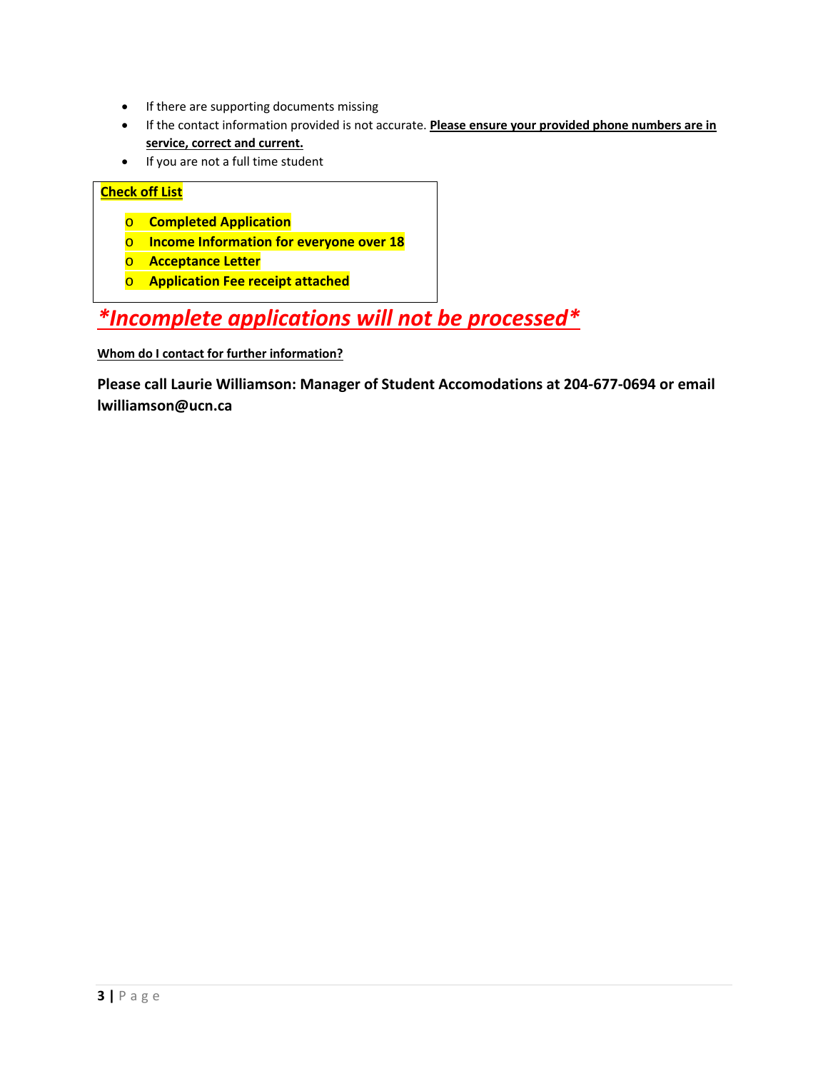- If there are supporting documents missing
- If the contact information provided is not accurate. **Please ensure your provided phone numbers are in service, correct and current.**
- If you are not a full time student

**Check off List**

- o **Completed Application**
- o **Income Information for everyone over 18**
- o **Acceptance Letter**
- o **Application Fee receipt attached**

## ***\*Incomplete applications will not be processed\****

**Whom do I contact for further information?**

**Please call Laurie Williamson: Manager of Student Accomodations at 204-677-0694 or email lwilliamson@ucn.ca**